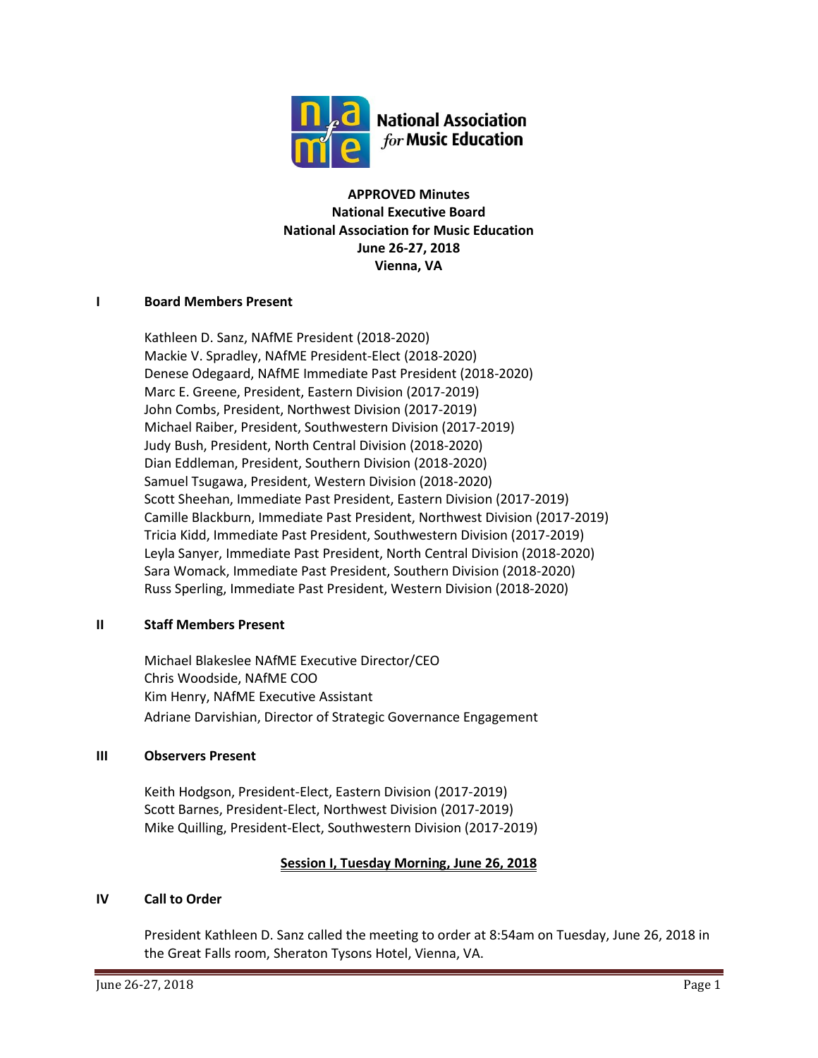National Association *for* Music Education

**APPROVED Minutes**
**National Executive Board**
**National Association for Music Education**
**June 26-27, 2018**
**Vienna, VA**

## I Board Members Present

Kathleen D. Sanz, NAfME President (2018-2020)
Mackie V. Spradley, NAfME President-Elect (2018-2020)
Denese Odegaard, NAfME Immediate Past President (2018-2020)
Marc E. Greene, President, Eastern Division (2017-2019)
John Combs, President, Northwest Division (2017-2019)
Michael Raiber, President, Southwestern Division (2017-2019)
Judy Bush, President, North Central Division (2018-2020)
Dian Eddleman, President, Southern Division (2018-2020)
Samuel Tsugawa, President, Western Division (2018-2020)
Scott Sheehan, Immediate Past President, Eastern Division (2017-2019)
Camille Blackburn, Immediate Past President, Northwest Division (2017-2019)
Tricia Kidd, Immediate Past President, Southwestern Division (2017-2019)
Leyla Sanyer, Immediate Past President, North Central Division (2018-2020)
Sara Womack, Immediate Past President, Southern Division (2018-2020)
Russ Sperling, Immediate Past President, Western Division (2018-2020)

## II Staff Members Present

Michael Blakeslee NAfME Executive Director/CEO
Chris Woodside, NAfME COO
Kim Henry, NAfME Executive Assistant
Adriane Darvishian, Director of Strategic Governance Engagement

## III Observers Present

Keith Hodgson, President-Elect, Eastern Division (2017-2019)
Scott Barnes, President-Elect, Northwest Division (2017-2019)
Mike Quilling, President-Elect, Southwestern Division (2017-2019)

**Session I, Tuesday Morning, June 26, 2018**

## IV Call to Order

President Kathleen D. Sanz called the meeting to order at 8:54am on Tuesday, June 26, 2018 in the Great Falls room, Sheraton Tysons Hotel, Vienna, VA.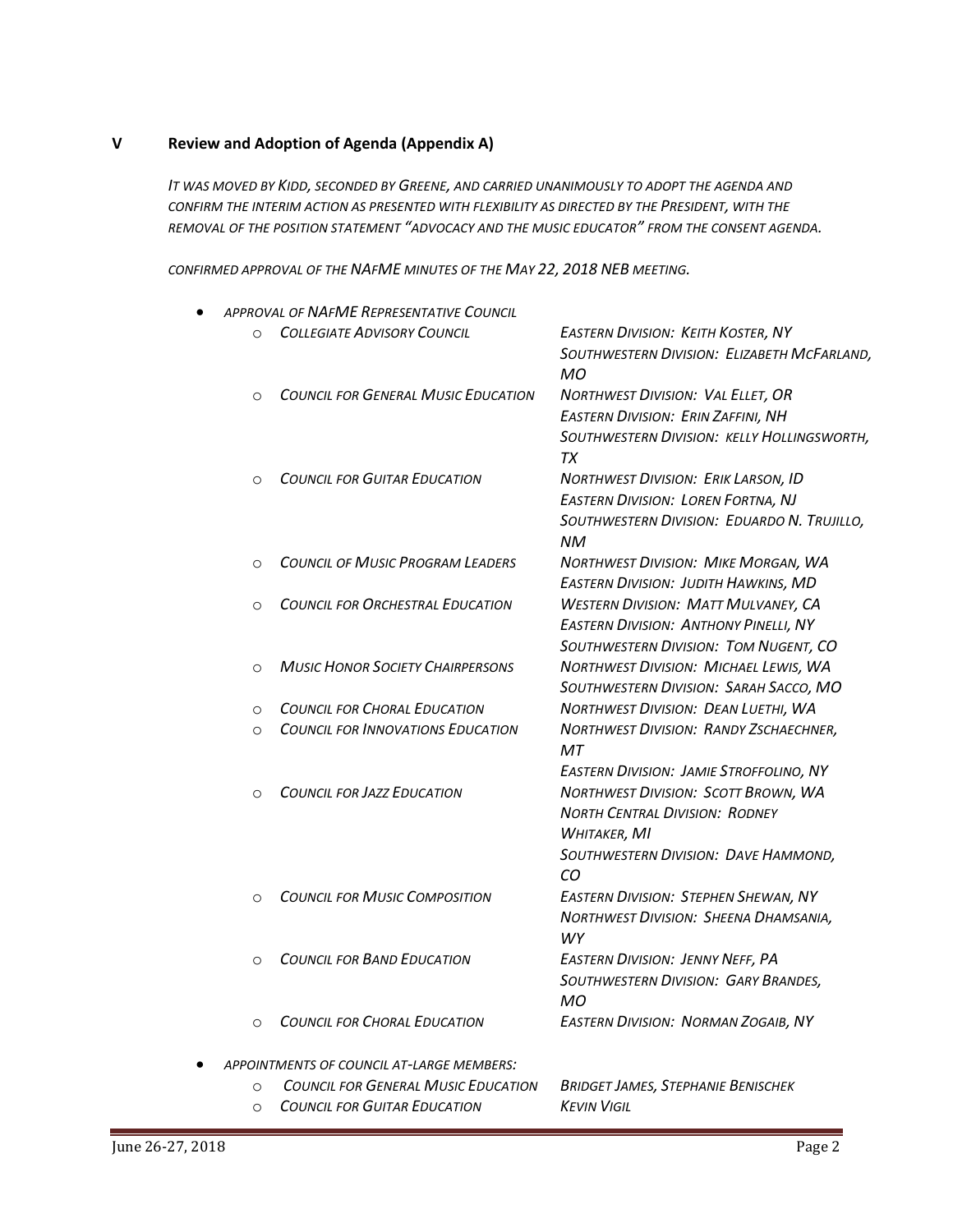## V Review and Adoption of Agenda (Appendix A)

*It was moved by Kidd, seconded by Greene, and carried unanimously to adopt the agenda and confirm the interim action as presented with flexibility as directed by the President, with the removal of the position statement "advocacy and the music educator" from the consent agenda.*

*Confirmed approval of the NAfME minutes of the May 22, 2018 NEB meeting.*

- *Approval of NAfME Representative Council*
  - *Collegiate Advisory Council* — *Eastern Division: Keith Koster, NY*; *Southwestern Division: Elizabeth McFarland, MO*
  - *Council for General Music Education* — *Northwest Division: Val Ellet, OR*; *Eastern Division: Erin Zaffini, NH*; *Southwestern Division: kelly Hollingsworth, TX*
  - *Council for Guitar Education* — *Northwest Division: Erik Larson, ID*; *Eastern Division: Loren Fortna, NJ*; *Southwestern Division: Eduardo N. Trujillo, NM*
  - *Council of Music Program Leaders* — *Northwest Division: Mike Morgan, WA*; *Eastern Division: Judith Hawkins, MD*
  - *Council for Orchestral Education* — *Western Division: Matt Mulvaney, CA*; *Eastern Division: Anthony Pinelli, NY*; *Southwestern Division: Tom Nugent, CO*
  - *Music Honor Society Chairpersons* — *Northwest Division: Michael Lewis, WA*; *Southwestern Division: Sarah Sacco, MO*
  - *Council for Choral Education* — *Northwest Division: Dean Luethi, WA*
  - *Council for Innovations Education* — *Northwest Division: Randy Zschaechner, MT*; *Eastern Division: Jamie Stroffolino, NY*
  - *Council for Jazz Education* — *Northwest Division: Scott Brown, WA*; *North Central Division: Rodney Whitaker, MI*; *Southwestern Division: Dave Hammond, CO*
  - *Council for Music Composition* — *Eastern Division: Stephen Shewan, NY*; *Northwest Division: Sheena Dhamsania, WY*
  - *Council for Band Education* — *Eastern Division: Jenny Neff, PA*; *Southwestern Division: Gary Brandes, MO*
  - *Council for Choral Education* — *Eastern Division: Norman Zogaib, NY*

- *Appointments of council at-large members:*
  - *Council for General Music Education* — *Bridget James, Stephanie Benischek*
  - *Council for Guitar Education* — *Kevin Vigil*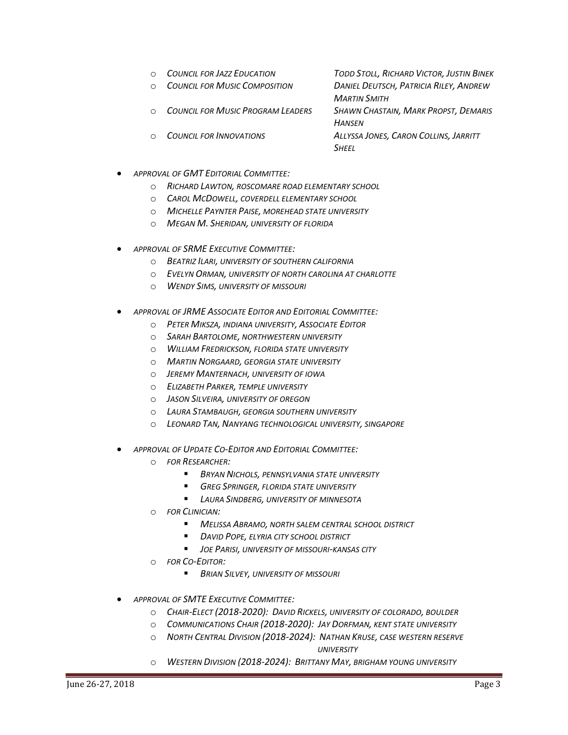- *Council for Jazz Education* — *Todd Stoll, Richard Victor, Justin Binek*
- *Council for Music Composition* — *Daniel Deutsch, Patricia Riley, Andrew Martin Smith*
- *Council for Music Program Leaders* — *Shawn Chastain, Mark Propst, Demaris Hansen*
- *Council for Innovations* — *Allyssa Jones, Caron Collins, Jarritt Sheel*

- *Approval of GMT Editorial Committee:*
  - *Richard Lawton, roscomare road elementary school*
  - *Carol McDowell, coverdell elementary school*
  - *Michelle Paynter Paise, morehead state university*
  - *Megan M. Sheridan, university of florida*

- *Approval of SRME Executive Committee:*
  - *Beatriz Ilari, university of southern california*
  - *Evelyn Orman, university of north carolina at charlotte*
  - *Wendy Sims, university of missouri*

- *Approval of JRME Associate Editor and Editorial Committee:*
  - *Peter Miksza, indiana university, Associate Editor*
  - *Sarah Bartolome, northwestern university*
  - *William Fredrickson, florida state university*
  - *Martin Norgaard, georgia state university*
  - *Jeremy Manternach, university of iowa*
  - *Elizabeth Parker, temple university*
  - *Jason Silveira, university of oregon*
  - *Laura Stambaugh, georgia southern university*
  - *Leonard Tan, Nanyang technological university, singapore*

- *Approval of Update Co-Editor and Editorial Committee:*
  - *For Researcher:*
    - *Bryan Nichols, pennsylvania state university*
    - *Greg Springer, florida state university*
    - *Laura Sindberg, university of minnesota*
  - *For Clinician:*
    - *Melissa Abramo, north salem central school district*
    - *David Pope, elyria city school district*
    - *Joe Parisi, university of missouri-kansas city*
  - *For Co-Editor:*
    - *Brian Silvey, university of missouri*

- *Approval of SMTE Executive Committee:*
  - *Chair-Elect (2018-2020): David Rickels, university of colorado, boulder*
  - *Communications Chair (2018-2020): Jay Dorfman, kent state university*
  - *North Central Division (2018-2024): Nathan Kruse, case western reserve university*
  - *Western Division (2018-2024): Brittany May, brigham young university*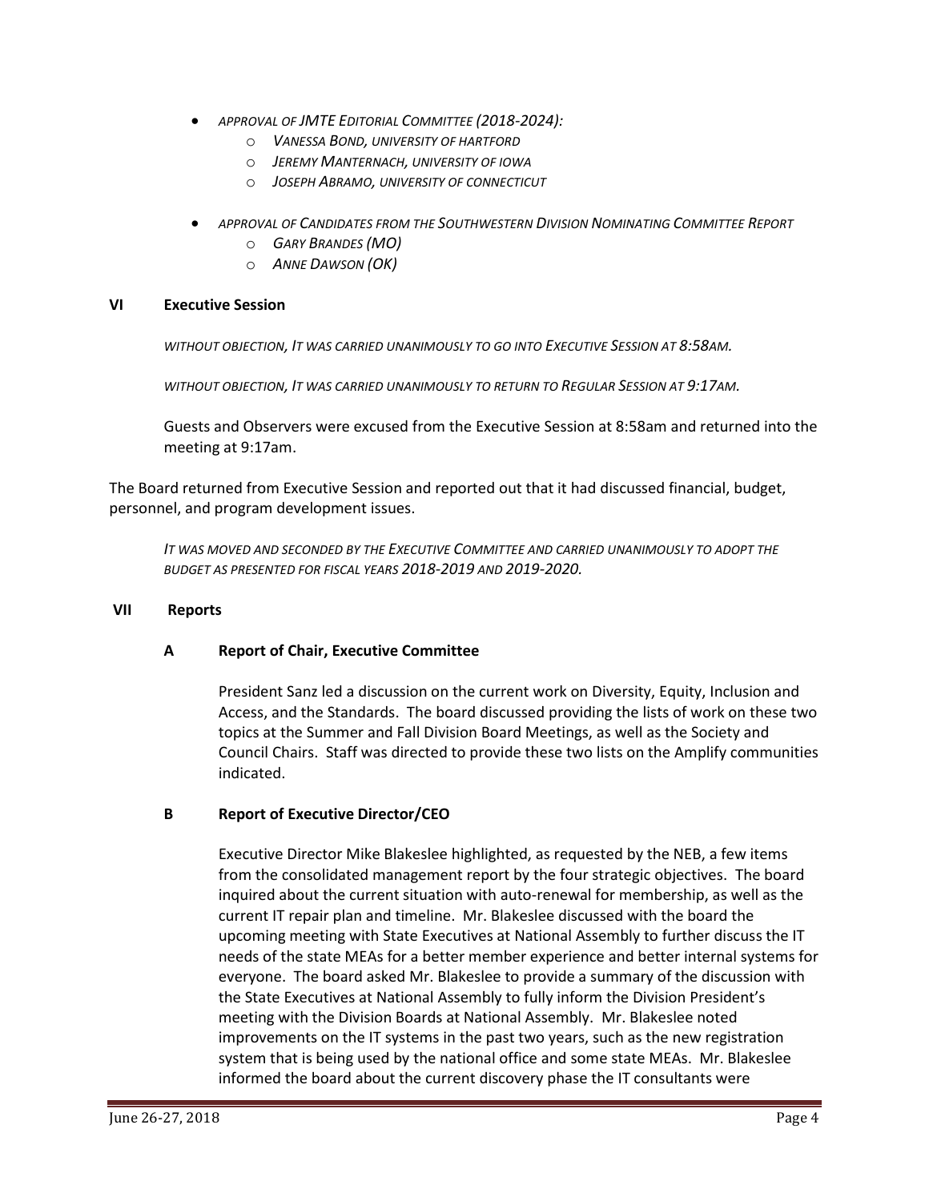- *APPROVAL OF JMTE EDITORIAL COMMITTEE (2018-2024):*
  - *VANESSA BOND, UNIVERSITY OF HARTFORD*
  - *JEREMY MANTERNACH, UNIVERSITY OF IOWA*
  - *JOSEPH ABRAMO, UNIVERSITY OF CONNECTICUT*

- *APPROVAL OF CANDIDATES FROM THE SOUTHWESTERN DIVISION NOMINATING COMMITTEE REPORT*
  - *GARY BRANDES (MO)*
  - *ANNE DAWSON (OK)*

## VI Executive Session

*WITHOUT OBJECTION, IT WAS CARRIED UNANIMOUSLY TO GO INTO EXECUTIVE SESSION AT 8:58AM.*

*WITHOUT OBJECTION, IT WAS CARRIED UNANIMOUSLY TO RETURN TO REGULAR SESSION AT 9:17AM.*

Guests and Observers were excused from the Executive Session at 8:58am and returned into the meeting at 9:17am.

The Board returned from Executive Session and reported out that it had discussed financial, budget, personnel, and program development issues.

*IT WAS MOVED AND SECONDED BY THE EXECUTIVE COMMITTEE AND CARRIED UNANIMOUSLY TO ADOPT THE BUDGET AS PRESENTED FOR FISCAL YEARS 2018-2019 AND 2019-2020.*

## VII Reports

### A Report of Chair, Executive Committee

President Sanz led a discussion on the current work on Diversity, Equity, Inclusion and Access, and the Standards. The board discussed providing the lists of work on these two topics at the Summer and Fall Division Board Meetings, as well as the Society and Council Chairs. Staff was directed to provide these two lists on the Amplify communities indicated.

### B Report of Executive Director/CEO

Executive Director Mike Blakeslee highlighted, as requested by the NEB, a few items from the consolidated management report by the four strategic objectives. The board inquired about the current situation with auto-renewal for membership, as well as the current IT repair plan and timeline. Mr. Blakeslee discussed with the board the upcoming meeting with State Executives at National Assembly to further discuss the IT needs of the state MEAs for a better member experience and better internal systems for everyone. The board asked Mr. Blakeslee to provide a summary of the discussion with the State Executives at National Assembly to fully inform the Division President's meeting with the Division Boards at National Assembly. Mr. Blakeslee noted improvements on the IT systems in the past two years, such as the new registration system that is being used by the national office and some state MEAs. Mr. Blakeslee informed the board about the current discovery phase the IT consultants were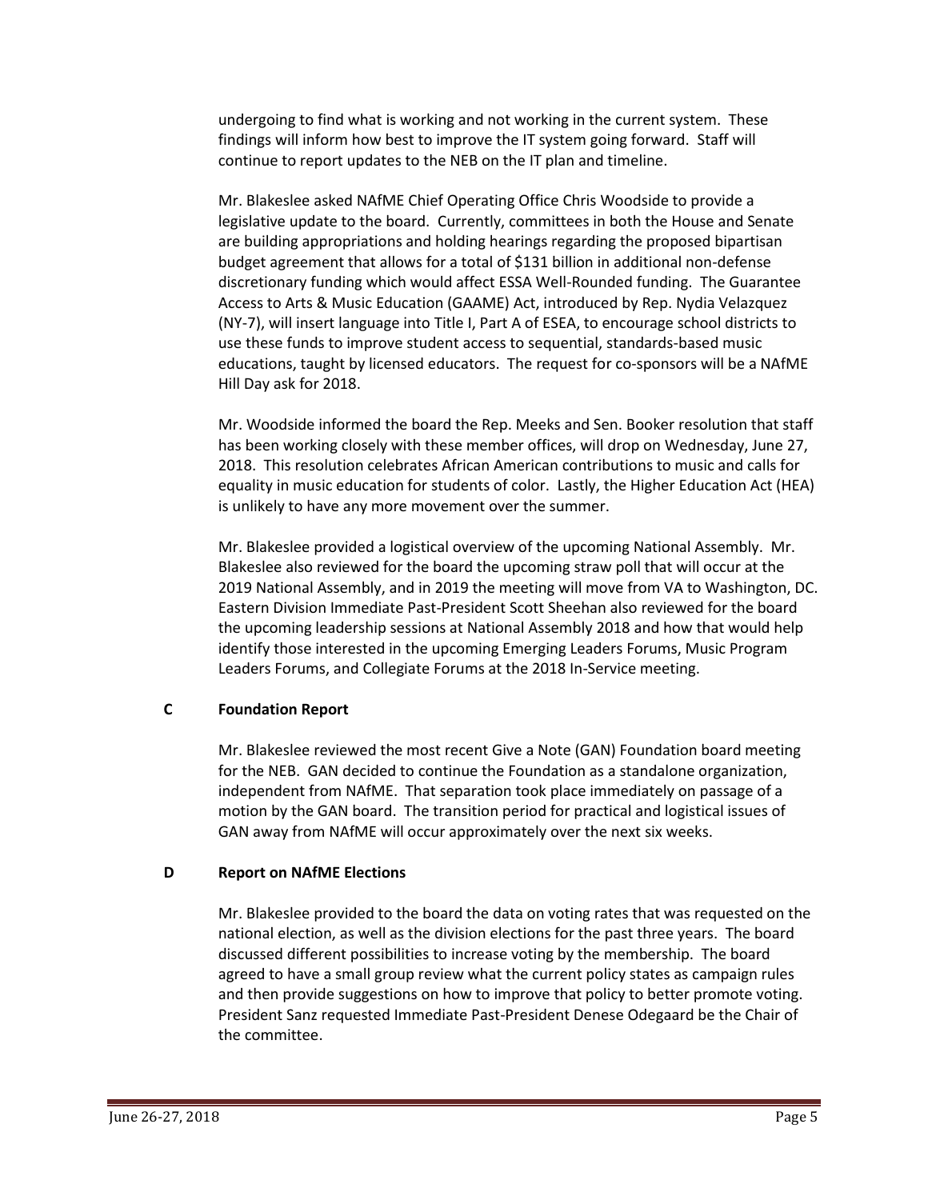undergoing to find what is working and not working in the current system. These findings will inform how best to improve the IT system going forward. Staff will continue to report updates to the NEB on the IT plan and timeline.

Mr. Blakeslee asked NAfME Chief Operating Office Chris Woodside to provide a legislative update to the board. Currently, committees in both the House and Senate are building appropriations and holding hearings regarding the proposed bipartisan budget agreement that allows for a total of $131 billion in additional non-defense discretionary funding which would affect ESSA Well-Rounded funding. The Guarantee Access to Arts & Music Education (GAAME) Act, introduced by Rep. Nydia Velazquez (NY-7), will insert language into Title I, Part A of ESEA, to encourage school districts to use these funds to improve student access to sequential, standards-based music educations, taught by licensed educators. The request for co-sponsors will be a NAfME Hill Day ask for 2018.

Mr. Woodside informed the board the Rep. Meeks and Sen. Booker resolution that staff has been working closely with these member offices, will drop on Wednesday, June 27, 2018. This resolution celebrates African American contributions to music and calls for equality in music education for students of color. Lastly, the Higher Education Act (HEA) is unlikely to have any more movement over the summer.

Mr. Blakeslee provided a logistical overview of the upcoming National Assembly. Mr. Blakeslee also reviewed for the board the upcoming straw poll that will occur at the 2019 National Assembly, and in 2019 the meeting will move from VA to Washington, DC. Eastern Division Immediate Past-President Scott Sheehan also reviewed for the board the upcoming leadership sessions at National Assembly 2018 and how that would help identify those interested in the upcoming Emerging Leaders Forums, Music Program Leaders Forums, and Collegiate Forums at the 2018 In-Service meeting.

## C Foundation Report

Mr. Blakeslee reviewed the most recent Give a Note (GAN) Foundation board meeting for the NEB. GAN decided to continue the Foundation as a standalone organization, independent from NAfME. That separation took place immediately on passage of a motion by the GAN board. The transition period for practical and logistical issues of GAN away from NAfME will occur approximately over the next six weeks.

## D Report on NAfME Elections

Mr. Blakeslee provided to the board the data on voting rates that was requested on the national election, as well as the division elections for the past three years. The board discussed different possibilities to increase voting by the membership. The board agreed to have a small group review what the current policy states as campaign rules and then provide suggestions on how to improve that policy to better promote voting. President Sanz requested Immediate Past-President Denese Odegaard be the Chair of the committee.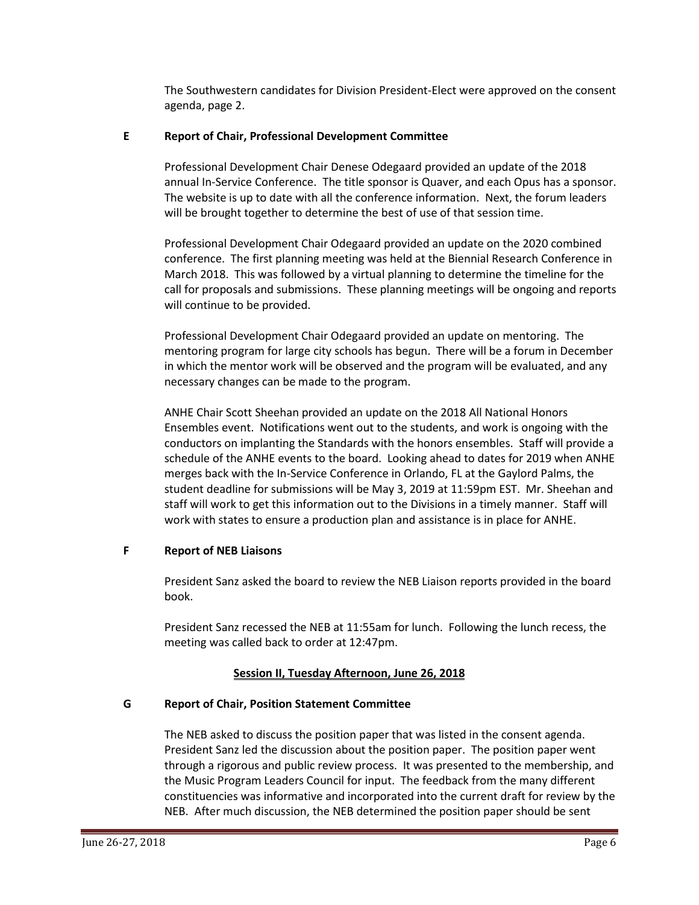The Southwestern candidates for Division President-Elect were approved on the consent agenda, page 2.

### E Report of Chair, Professional Development Committee

Professional Development Chair Denese Odegaard provided an update of the 2018 annual In-Service Conference. The title sponsor is Quaver, and each Opus has a sponsor. The website is up to date with all the conference information. Next, the forum leaders will be brought together to determine the best of use of that session time.

Professional Development Chair Odegaard provided an update on the 2020 combined conference. The first planning meeting was held at the Biennial Research Conference in March 2018. This was followed by a virtual planning to determine the timeline for the call for proposals and submissions. These planning meetings will be ongoing and reports will continue to be provided.

Professional Development Chair Odegaard provided an update on mentoring. The mentoring program for large city schools has begun. There will be a forum in December in which the mentor work will be observed and the program will be evaluated, and any necessary changes can be made to the program.

ANHE Chair Scott Sheehan provided an update on the 2018 All National Honors Ensembles event. Notifications went out to the students, and work is ongoing with the conductors on implanting the Standards with the honors ensembles. Staff will provide a schedule of the ANHE events to the board. Looking ahead to dates for 2019 when ANHE merges back with the In-Service Conference in Orlando, FL at the Gaylord Palms, the student deadline for submissions will be May 3, 2019 at 11:59pm EST. Mr. Sheehan and staff will work to get this information out to the Divisions in a timely manner. Staff will work with states to ensure a production plan and assistance is in place for ANHE.

### F Report of NEB Liaisons

President Sanz asked the board to review the NEB Liaison reports provided in the board book.

President Sanz recessed the NEB at 11:55am for lunch. Following the lunch recess, the meeting was called back to order at 12:47pm.

## Session II, Tuesday Afternoon, June 26, 2018

### G Report of Chair, Position Statement Committee

The NEB asked to discuss the position paper that was listed in the consent agenda. President Sanz led the discussion about the position paper. The position paper went through a rigorous and public review process. It was presented to the membership, and the Music Program Leaders Council for input. The feedback from the many different constituencies was informative and incorporated into the current draft for review by the NEB. After much discussion, the NEB determined the position paper should be sent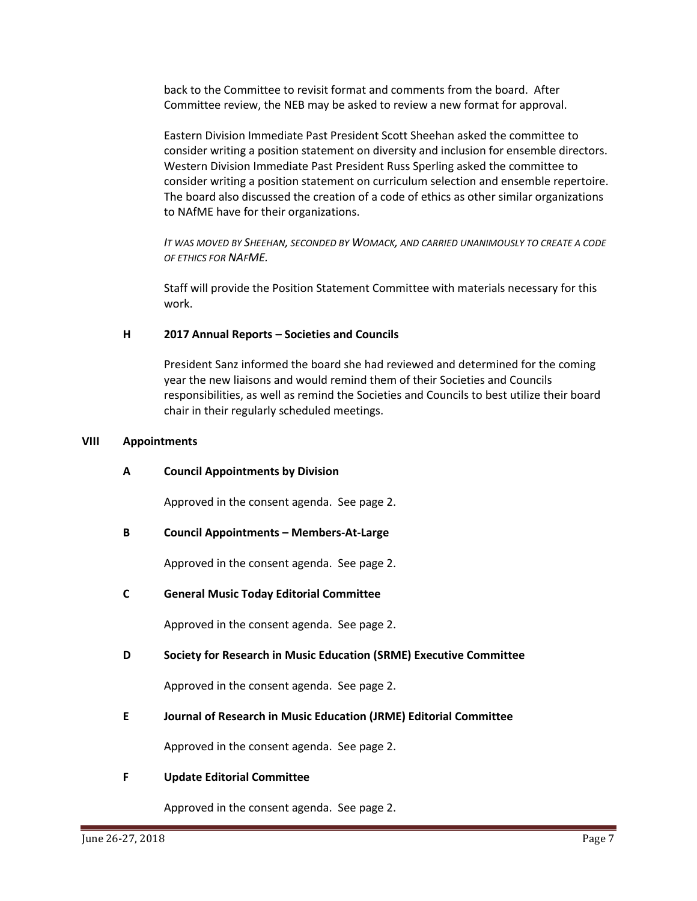back to the Committee to revisit format and comments from the board. After Committee review, the NEB may be asked to review a new format for approval.

Eastern Division Immediate Past President Scott Sheehan asked the committee to consider writing a position statement on diversity and inclusion for ensemble directors. Western Division Immediate Past President Russ Sperling asked the committee to consider writing a position statement on curriculum selection and ensemble repertoire. The board also discussed the creation of a code of ethics as other similar organizations to NAfME have for their organizations.

*IT WAS MOVED BY SHEEHAN, SECONDED BY WOMACK, AND CARRIED UNANIMOUSLY TO CREATE A CODE OF ETHICS FOR NAFME.*

Staff will provide the Position Statement Committee with materials necessary for this work.

### H 2017 Annual Reports – Societies and Councils

President Sanz informed the board she had reviewed and determined for the coming year the new liaisons and would remind them of their Societies and Councils responsibilities, as well as remind the Societies and Councils to best utilize their board chair in their regularly scheduled meetings.

## VIII Appointments

### A Council Appointments by Division

Approved in the consent agenda. See page 2.

### B Council Appointments – Members-At-Large

Approved in the consent agenda. See page 2.

### C General Music Today Editorial Committee

Approved in the consent agenda. See page 2.

### D Society for Research in Music Education (SRME) Executive Committee

Approved in the consent agenda. See page 2.

### E Journal of Research in Music Education (JRME) Editorial Committee

Approved in the consent agenda. See page 2.

### F Update Editorial Committee

Approved in the consent agenda. See page 2.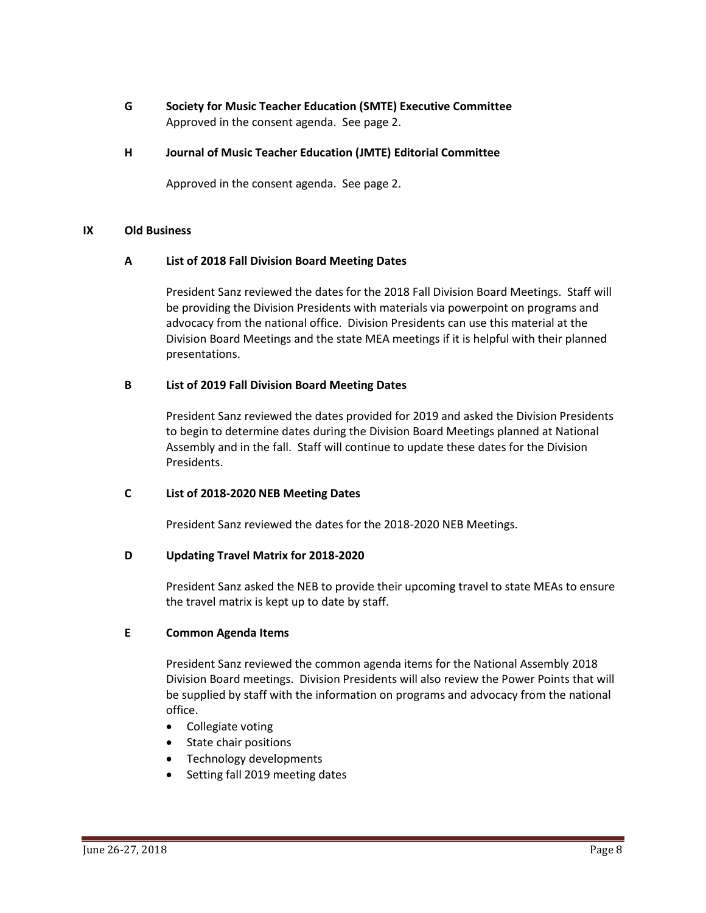**G Society for Music Teacher Education (SMTE) Executive Committee**

Approved in the consent agenda. See page 2.

**H Journal of Music Teacher Education (JMTE) Editorial Committee**

Approved in the consent agenda. See page 2.

## IX Old Business

### A List of 2018 Fall Division Board Meeting Dates

President Sanz reviewed the dates for the 2018 Fall Division Board Meetings. Staff will be providing the Division Presidents with materials via powerpoint on programs and advocacy from the national office. Division Presidents can use this material at the Division Board Meetings and the state MEA meetings if it is helpful with their planned presentations.

### B List of 2019 Fall Division Board Meeting Dates

President Sanz reviewed the dates provided for 2019 and asked the Division Presidents to begin to determine dates during the Division Board Meetings planned at National Assembly and in the fall. Staff will continue to update these dates for the Division Presidents.

### C List of 2018-2020 NEB Meeting Dates

President Sanz reviewed the dates for the 2018-2020 NEB Meetings.

### D Updating Travel Matrix for 2018-2020

President Sanz asked the NEB to provide their upcoming travel to state MEAs to ensure the travel matrix is kept up to date by staff.

### E Common Agenda Items

President Sanz reviewed the common agenda items for the National Assembly 2018 Division Board meetings. Division Presidents will also review the Power Points that will be supplied by staff with the information on programs and advocacy from the national office.

- Collegiate voting
- State chair positions
- Technology developments
- Setting fall 2019 meeting dates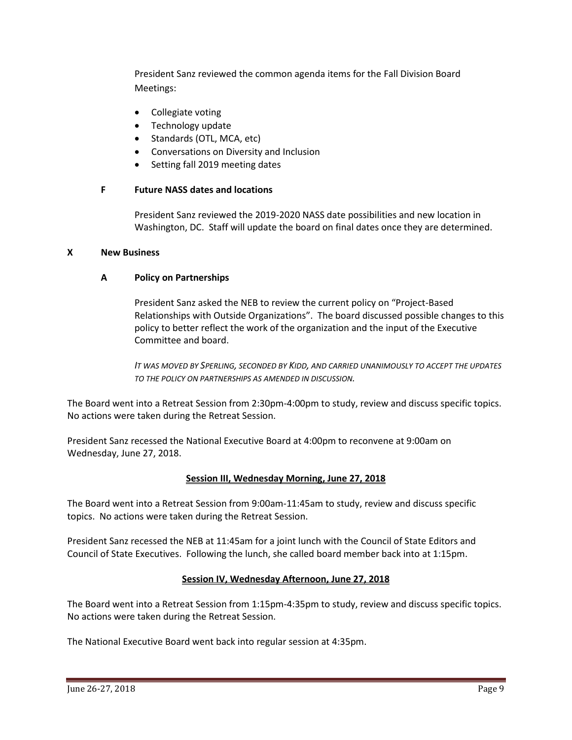President Sanz reviewed the common agenda items for the Fall Division Board Meetings:

- Collegiate voting
- Technology update
- Standards (OTL, MCA, etc)
- Conversations on Diversity and Inclusion
- Setting fall 2019 meeting dates

### F Future NASS dates and locations

President Sanz reviewed the 2019-2020 NASS date possibilities and new location in Washington, DC. Staff will update the board on final dates once they are determined.

## X New Business

### A Policy on Partnerships

President Sanz asked the NEB to review the current policy on "Project-Based Relationships with Outside Organizations". The board discussed possible changes to this policy to better reflect the work of the organization and the input of the Executive Committee and board.

*IT WAS MOVED BY SPERLING, SECONDED BY KIDD, AND CARRIED UNANIMOUSLY TO ACCEPT THE UPDATES TO THE POLICY ON PARTNERSHIPS AS AMENDED IN DISCUSSION.*

The Board went into a Retreat Session from 2:30pm-4:00pm to study, review and discuss specific topics. No actions were taken during the Retreat Session.

President Sanz recessed the National Executive Board at 4:00pm to reconvene at 9:00am on Wednesday, June 27, 2018.

## Session III, Wednesday Morning, June 27, 2018

The Board went into a Retreat Session from 9:00am-11:45am to study, review and discuss specific topics. No actions were taken during the Retreat Session.

President Sanz recessed the NEB at 11:45am for a joint lunch with the Council of State Editors and Council of State Executives. Following the lunch, she called board member back into at 1:15pm.

## Session IV, Wednesday Afternoon, June 27, 2018

The Board went into a Retreat Session from 1:15pm-4:35pm to study, review and discuss specific topics. No actions were taken during the Retreat Session.

The National Executive Board went back into regular session at 4:35pm.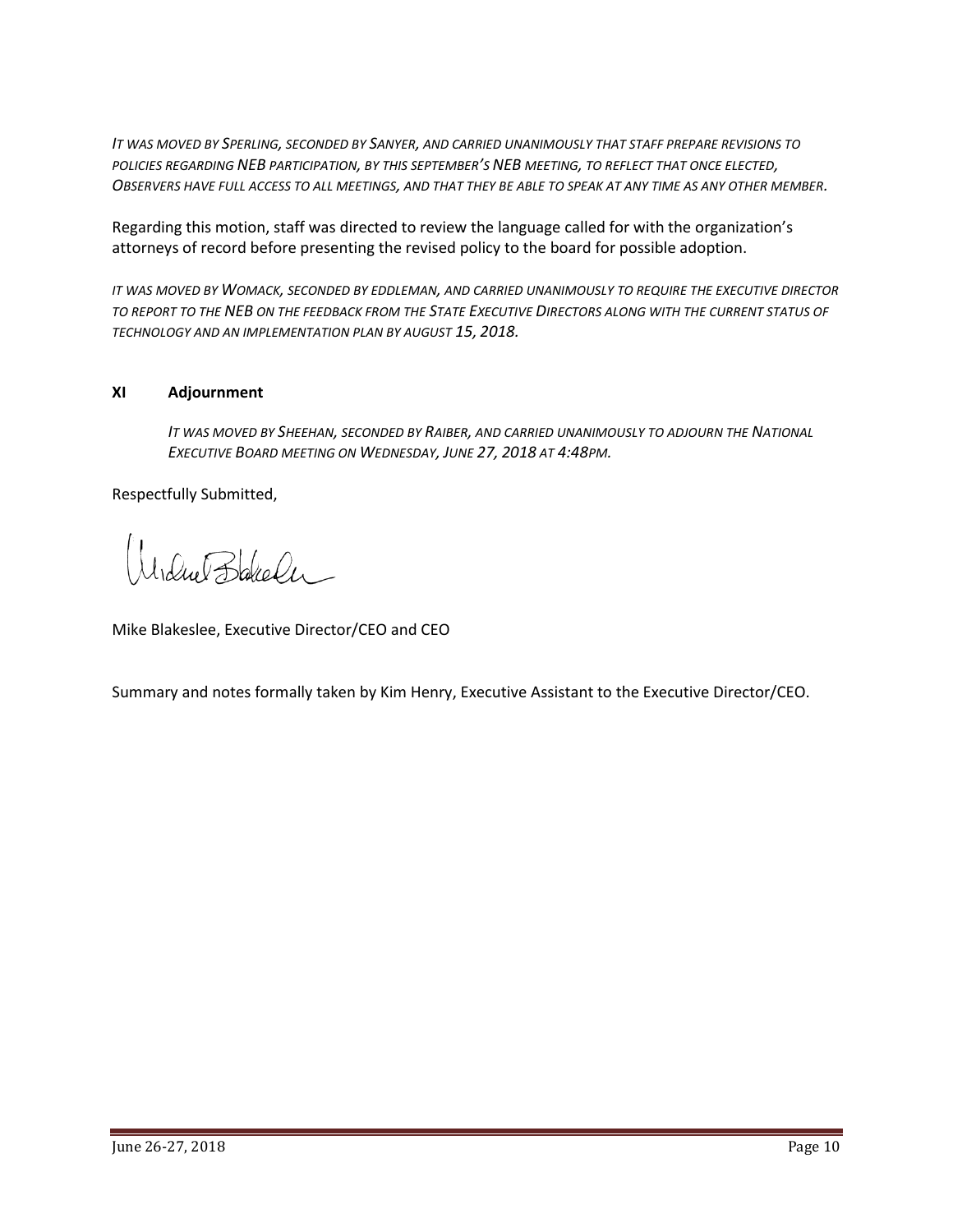*IT WAS MOVED BY SPERLING, SECONDED BY SANYER, AND CARRIED UNANIMOUSLY THAT STAFF PREPARE REVISIONS TO POLICIES REGARDING NEB PARTICIPATION, BY THIS SEPTEMBER'S NEB MEETING, TO REFLECT THAT ONCE ELECTED, OBSERVERS HAVE FULL ACCESS TO ALL MEETINGS, AND THAT THEY BE ABLE TO SPEAK AT ANY TIME AS ANY OTHER MEMBER.*

Regarding this motion, staff was directed to review the language called for with the organization's attorneys of record before presenting the revised policy to the board for possible adoption.

*IT WAS MOVED BY WOMACK, SECONDED BY EDDLEMAN, AND CARRIED UNANIMOUSLY TO REQUIRE THE EXECUTIVE DIRECTOR TO REPORT TO THE NEB ON THE FEEDBACK FROM THE STATE EXECUTIVE DIRECTORS ALONG WITH THE CURRENT STATUS OF TECHNOLOGY AND AN IMPLEMENTATION PLAN BY AUGUST 15, 2018.*

## XI Adjournment

*IT WAS MOVED BY SHEEHAN, SECONDED BY RAIBER, AND CARRIED UNANIMOUSLY TO ADJOURN THE NATIONAL EXECUTIVE BOARD MEETING ON WEDNESDAY, JUNE 27, 2018 AT 4:48PM.*

Respectfully Submitted,

Mike Blakeslee, Executive Director/CEO and CEO

Summary and notes formally taken by Kim Henry, Executive Assistant to the Executive Director/CEO.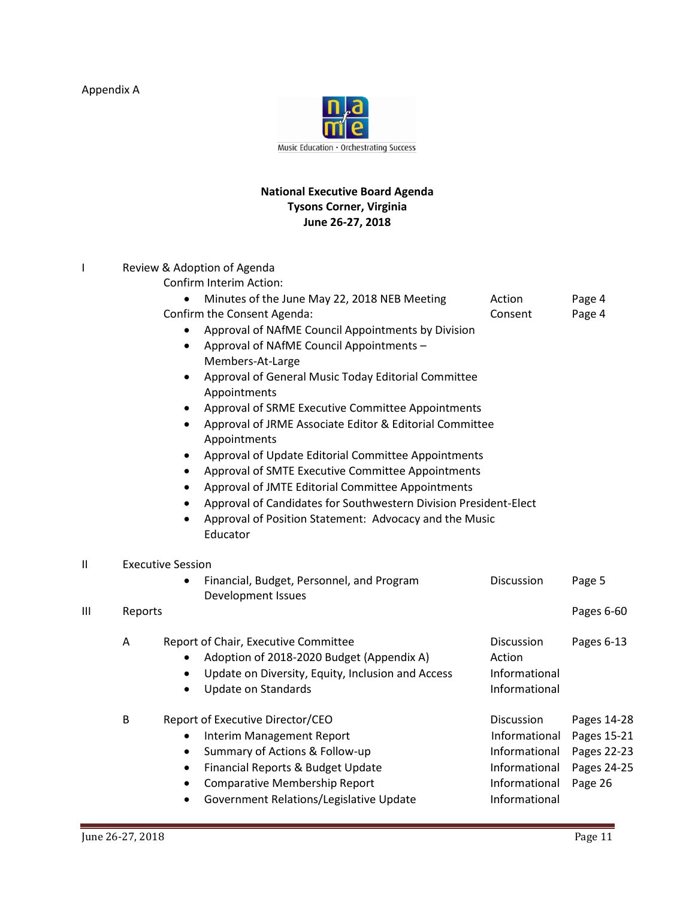Appendix A

Music Education • Orchestrating Success

**National Executive Board Agenda**
**Tysons Corner, Virginia**
**June 26-27, 2018**

| | | | | |
|---|---|---|---|---|
| I | Review & Adoption of Agenda | | | |
| | | Confirm Interim Action: | | |
| | | • Minutes of the June May 22, 2018 NEB Meeting | Action | Page 4 |
| | | Confirm the Consent Agenda: | Consent | Page 4 |
| | | • Approval of NAfME Council Appointments by Division | | |
| | | • Approval of NAfME Council Appointments – Members-At-Large | | |
| | | • Approval of General Music Today Editorial Committee Appointments | | |
| | | • Approval of SRME Executive Committee Appointments | | |
| | | • Approval of JRME Associate Editor & Editorial Committee Appointments | | |
| | | • Approval of Update Editorial Committee Appointments | | |
| | | • Approval of SMTE Executive Committee Appointments | | |
| | | • Approval of JMTE Editorial Committee Appointments | | |
| | | • Approval of Candidates for Southwestern Division President-Elect | | |
| | | • Approval of Position Statement: Advocacy and the Music Educator | | |
| II | Executive Session | | | |
| | | • Financial, Budget, Personnel, and Program Development Issues | Discussion | Page 5 |
| III | Reports | | | Pages 6-60 |
| | A | Report of Chair, Executive Committee | Discussion | Pages 6-13 |
| | | • Adoption of 2018-2020 Budget (Appendix A) | Action | |
| | | • Update on Diversity, Equity, Inclusion and Access | Informational | |
| | | • Update on Standards | Informational | |
| | B | Report of Executive Director/CEO | Discussion | Pages 14-28 |
| | | • Interim Management Report | Informational | Pages 15-21 |
| | | • Summary of Actions & Follow-up | Informational | Pages 22-23 |
| | | • Financial Reports & Budget Update | Informational | Pages 24-25 |
| | | • Comparative Membership Report | Informational | Page 26 |
| | | • Government Relations/Legislative Update | Informational | |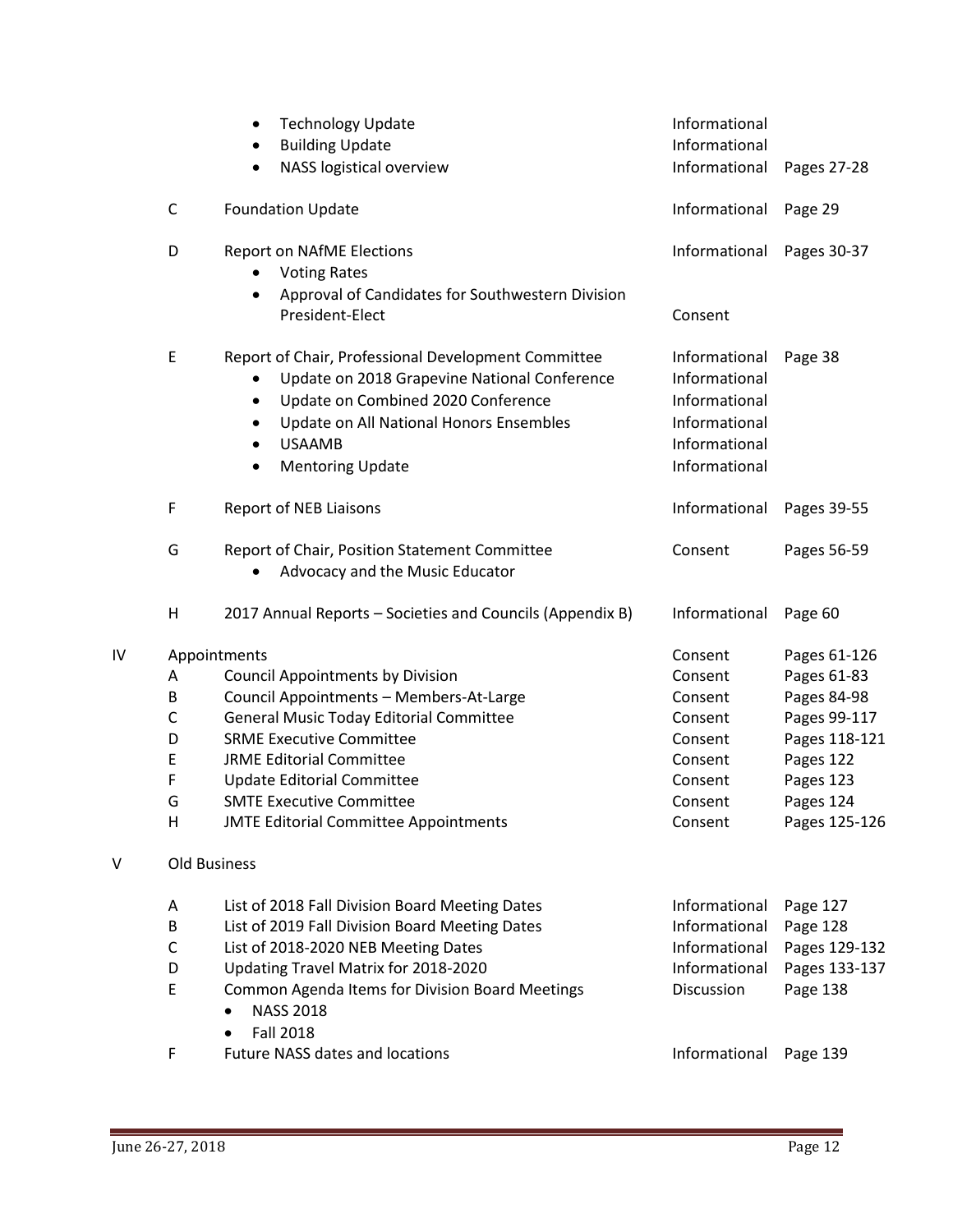| | | Item | Type | Pages |
|---|---|---|---|---|
| | | • Technology Update | Informational | |
| | | • Building Update | Informational | |
| | | • NASS logistical overview | Informational | Pages 27-28 |
| | C | Foundation Update | Informational | Page 29 |
| | D | Report on NAfME Elections | Informational | Pages 30-37 |
| | | • Voting Rates | | |
| | | • Approval of Candidates for Southwestern Division President-Elect | Consent | |
| | E | Report of Chair, Professional Development Committee | Informational | Page 38 |
| | | • Update on 2018 Grapevine National Conference | Informational | |
| | | • Update on Combined 2020 Conference | Informational | |
| | | • Update on All National Honors Ensembles | Informational | |
| | | • USAAMB | Informational | |
| | | • Mentoring Update | Informational | |
| | F | Report of NEB Liaisons | Informational | Pages 39-55 |
| | G | Report of Chair, Position Statement Committee | Consent | Pages 56-59 |
| | | • Advocacy and the Music Educator | | |
| | H | 2017 Annual Reports – Societies and Councils (Appendix B) | Informational | Page 60 |
| IV | | Appointments | Consent | Pages 61-126 |
| | A | Council Appointments by Division | Consent | Pages 61-83 |
| | B | Council Appointments – Members-At-Large | Consent | Pages 84-98 |
| | C | General Music Today Editorial Committee | Consent | Pages 99-117 |
| | D | SRME Executive Committee | Consent | Pages 118-121 |
| | E | JRME Editorial Committee | Consent | Pages 122 |
| | F | Update Editorial Committee | Consent | Pages 123 |
| | G | SMTE Executive Committee | Consent | Pages 124 |
| | H | JMTE Editorial Committee Appointments | Consent | Pages 125-126 |
| V | | Old Business | | |
| | A | List of 2018 Fall Division Board Meeting Dates | Informational | Page 127 |
| | B | List of 2019 Fall Division Board Meeting Dates | Informational | Page 128 |
| | C | List of 2018-2020 NEB Meeting Dates | Informational | Pages 129-132 |
| | D | Updating Travel Matrix for 2018-2020 | Informational | Pages 133-137 |
| | E | Common Agenda Items for Division Board Meetings | Discussion | Page 138 |
| | | • NASS 2018 | | |
| | | • Fall 2018 | | |
| | F | Future NASS dates and locations | Informational | Page 139 |

June 26-27, 2018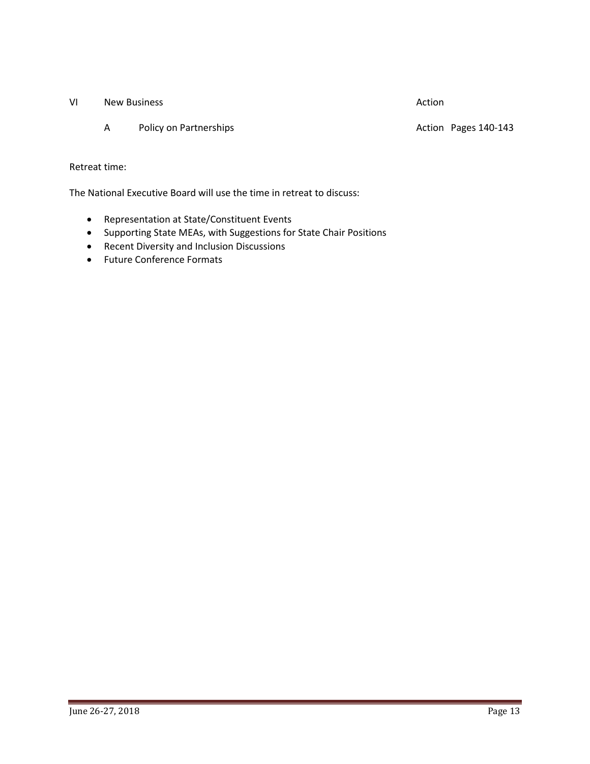| | | | |
|---|---|---|---|
| VI | New Business | | Action |
| | A | Policy on Partnerships | Action Pages 140-143 |

Retreat time:

The National Executive Board will use the time in retreat to discuss:

- Representation at State/Constituent Events
- Supporting State MEAs, with Suggestions for State Chair Positions
- Recent Diversity and Inclusion Discussions
- Future Conference Formats